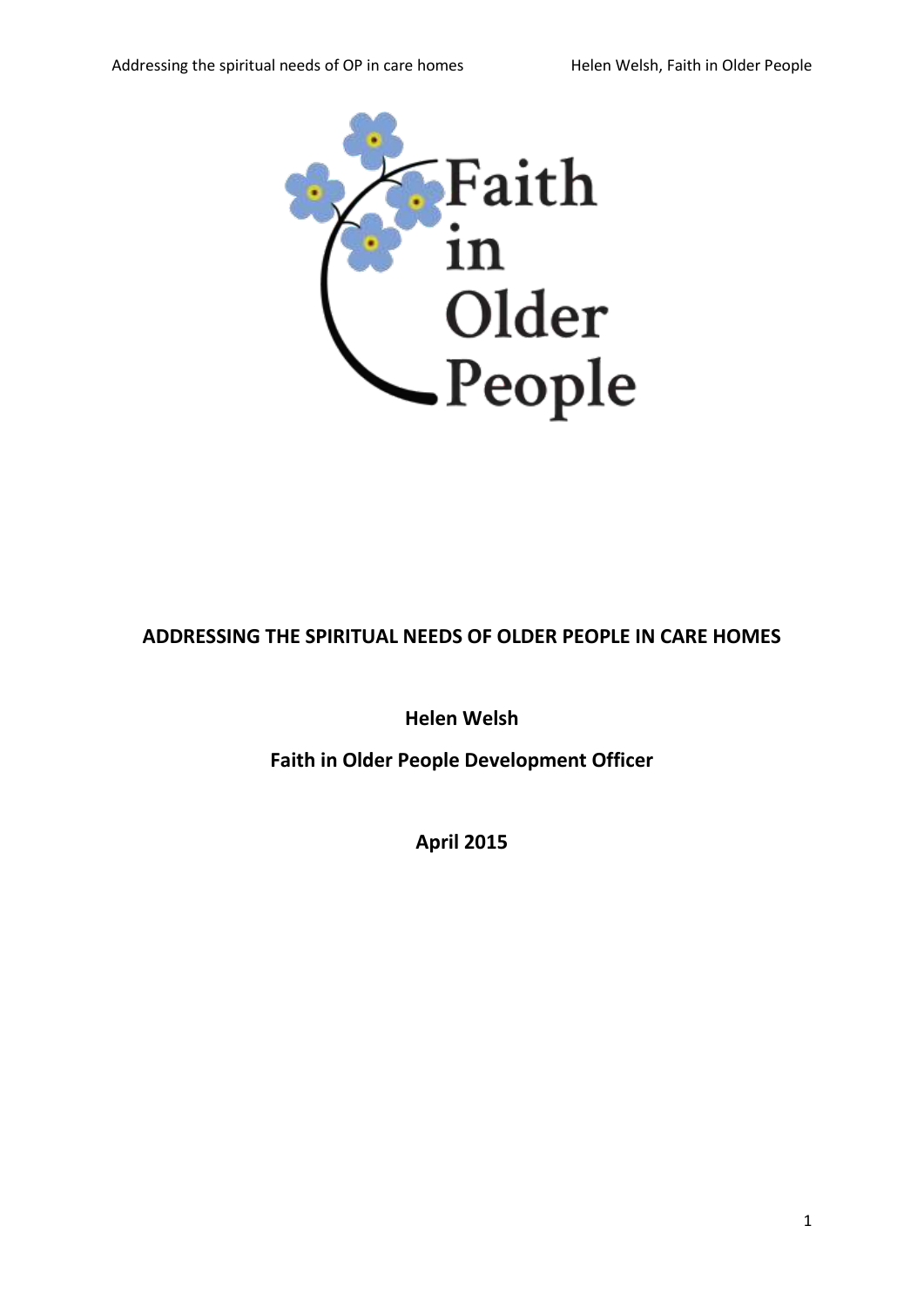# ADDRESSING THE SPIRITUAL NEEDS OF OLDER PEOPLE IN CARE HOMES

**Helen Welsh**

**Faith in Older People Development Officer**

**April 2015**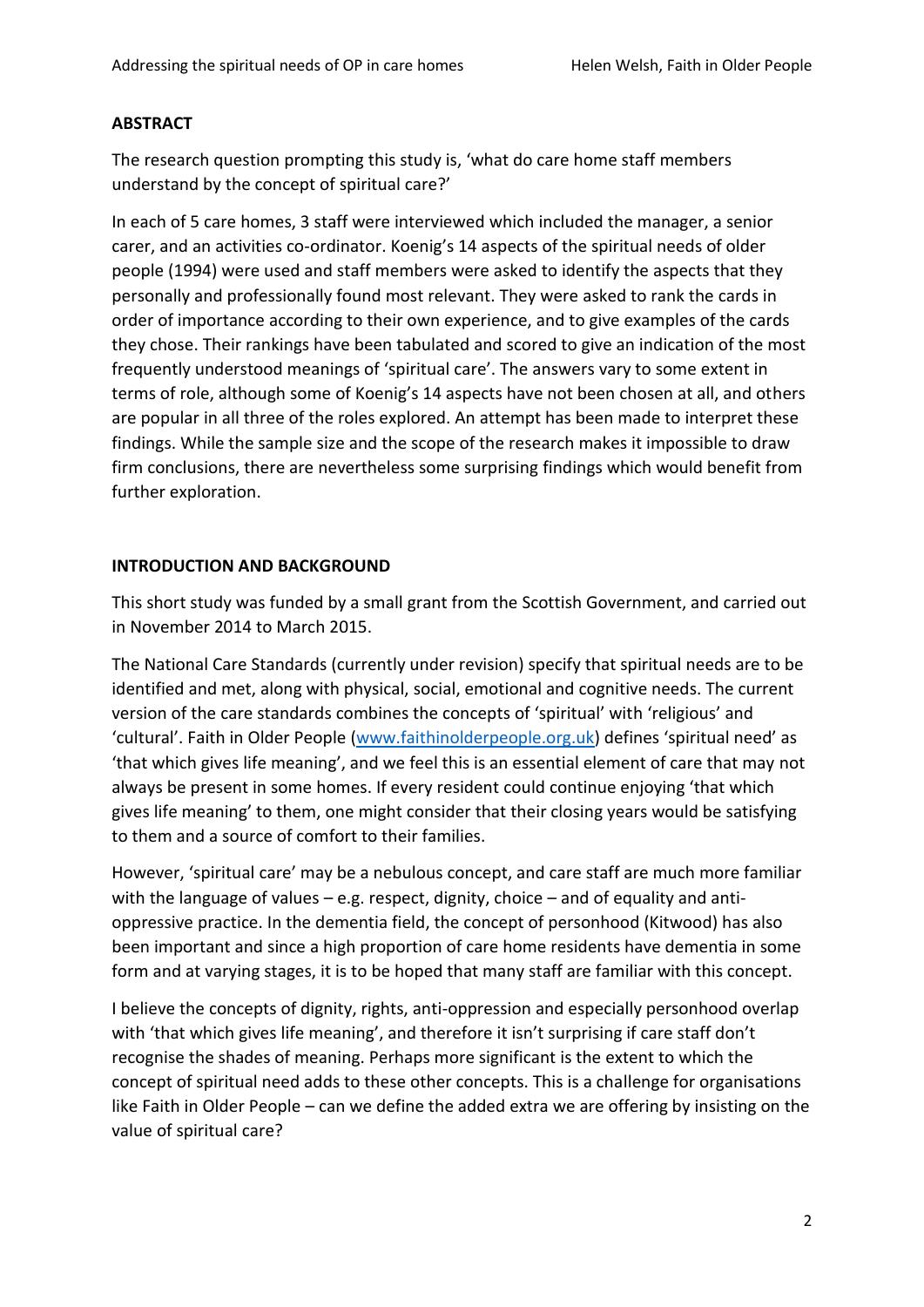## ABSTRACT

The research question prompting this study is, 'what do care home staff members understand by the concept of spiritual care?'

In each of 5 care homes, 3 staff were interviewed which included the manager, a senior carer, and an activities co-ordinator. Koenig's 14 aspects of the spiritual needs of older people (1994) were used and staff members were asked to identify the aspects that they personally and professionally found most relevant. They were asked to rank the cards in order of importance according to their own experience, and to give examples of the cards they chose. Their rankings have been tabulated and scored to give an indication of the most frequently understood meanings of 'spiritual care'. The answers vary to some extent in terms of role, although some of Koenig's 14 aspects have not been chosen at all, and others are popular in all three of the roles explored. An attempt has been made to interpret these findings. While the sample size and the scope of the research makes it impossible to draw firm conclusions, there are nevertheless some surprising findings which would benefit from further exploration.

## INTRODUCTION AND BACKGROUND

This short study was funded by a small grant from the Scottish Government, and carried out in November 2014 to March 2015.

The National Care Standards (currently under revision) specify that spiritual needs are to be identified and met, along with physical, social, emotional and cognitive needs. The current version of the care standards combines the concepts of 'spiritual' with 'religious' and 'cultural'. Faith in Older People (www.faithinolderpeople.org.uk) defines 'spiritual need' as 'that which gives life meaning', and we feel this is an essential element of care that may not always be present in some homes. If every resident could continue enjoying 'that which gives life meaning' to them, one might consider that their closing years would be satisfying to them and a source of comfort to their families.

However, 'spiritual care' may be a nebulous concept, and care staff are much more familiar with the language of values – e.g. respect, dignity, choice – and of equality and anti-oppressive practice. In the dementia field, the concept of personhood (Kitwood) has also been important and since a high proportion of care home residents have dementia in some form and at varying stages, it is to be hoped that many staff are familiar with this concept.

I believe the concepts of dignity, rights, anti-oppression and especially personhood overlap with 'that which gives life meaning', and therefore it isn't surprising if care staff don't recognise the shades of meaning. Perhaps more significant is the extent to which the concept of spiritual need adds to these other concepts. This is a challenge for organisations like Faith in Older People – can we define the added extra we are offering by insisting on the value of spiritual care?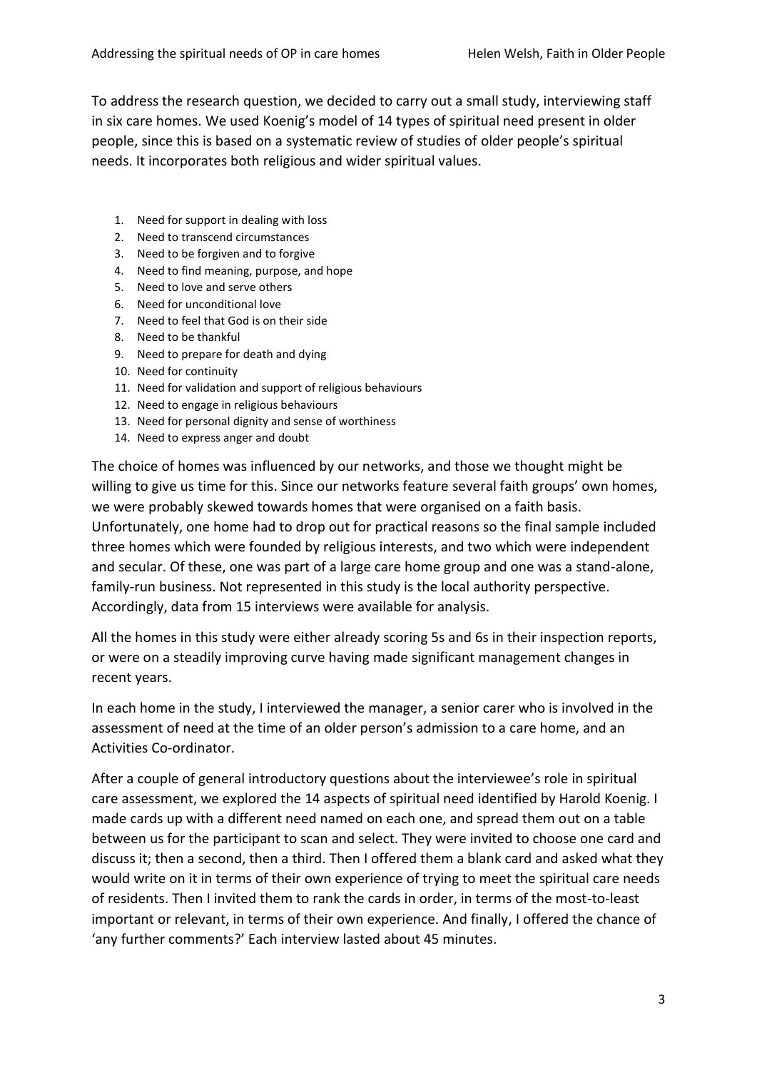To address the research question, we decided to carry out a small study, interviewing staff in six care homes. We used Koenig's model of 14 types of spiritual need present in older people, since this is based on a systematic review of studies of older people's spiritual needs. It incorporates both religious and wider spiritual values.

1. Need for support in dealing with loss
2. Need to transcend circumstances
3. Need to be forgiven and to forgive
4. Need to find meaning, purpose, and hope
5. Need to love and serve others
6. Need for unconditional love
7. Need to feel that God is on their side
8. Need to be thankful
9. Need to prepare for death and dying
10. Need for continuity
11. Need for validation and support of religious behaviours
12. Need to engage in religious behaviours
13. Need for personal dignity and sense of worthiness
14. Need to express anger and doubt

The choice of homes was influenced by our networks, and those we thought might be willing to give us time for this. Since our networks feature several faith groups' own homes, we were probably skewed towards homes that were organised on a faith basis. Unfortunately, one home had to drop out for practical reasons so the final sample included three homes which were founded by religious interests, and two which were independent and secular. Of these, one was part of a large care home group and one was a stand-alone, family-run business. Not represented in this study is the local authority perspective. Accordingly, data from 15 interviews were available for analysis.

All the homes in this study were either already scoring 5s and 6s in their inspection reports, or were on a steadily improving curve having made significant management changes in recent years.

In each home in the study, I interviewed the manager, a senior carer who is involved in the assessment of need at the time of an older person's admission to a care home, and an Activities Co-ordinator.

After a couple of general introductory questions about the interviewee's role in spiritual care assessment, we explored the 14 aspects of spiritual need identified by Harold Koenig. I made cards up with a different need named on each one, and spread them out on a table between us for the participant to scan and select. They were invited to choose one card and discuss it; then a second, then a third. Then I offered them a blank card and asked what they would write on it in terms of their own experience of trying to meet the spiritual care needs of residents. Then I invited them to rank the cards in order, in terms of the most-to-least important or relevant, in terms of their own experience. And finally, I offered the chance of 'any further comments?' Each interview lasted about 45 minutes.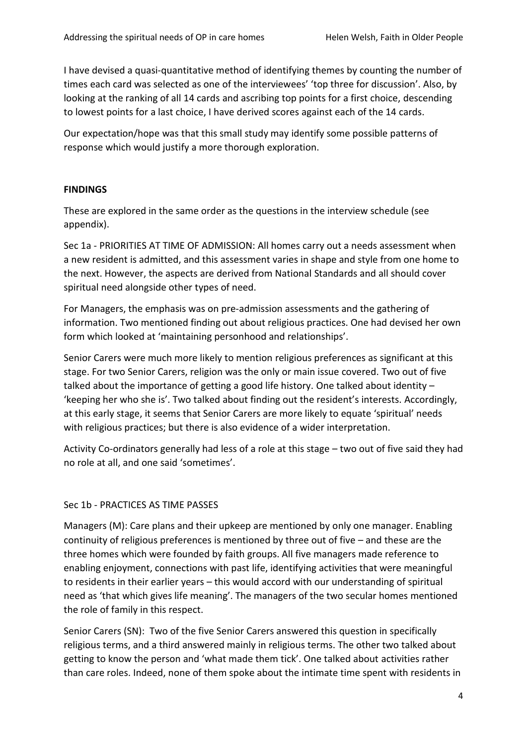I have devised a quasi-quantitative method of identifying themes by counting the number of times each card was selected as one of the interviewees' 'top three for discussion'. Also, by looking at the ranking of all 14 cards and ascribing top points for a first choice, descending to lowest points for a last choice, I have derived scores against each of the 14 cards.

Our expectation/hope was that this small study may identify some possible patterns of response which would justify a more thorough exploration.

## FINDINGS

These are explored in the same order as the questions in the interview schedule (see appendix).

Sec 1a - PRIORITIES AT TIME OF ADMISSION: All homes carry out a needs assessment when a new resident is admitted, and this assessment varies in shape and style from one home to the next. However, the aspects are derived from National Standards and all should cover spiritual need alongside other types of need.

For Managers, the emphasis was on pre-admission assessments and the gathering of information. Two mentioned finding out about religious practices. One had devised her own form which looked at 'maintaining personhood and relationships'.

Senior Carers were much more likely to mention religious preferences as significant at this stage. For two Senior Carers, religion was the only or main issue covered. Two out of five talked about the importance of getting a good life history. One talked about identity – 'keeping her who she is'. Two talked about finding out the resident's interests. Accordingly, at this early stage, it seems that Senior Carers are more likely to equate 'spiritual' needs with religious practices; but there is also evidence of a wider interpretation.

Activity Co-ordinators generally had less of a role at this stage – two out of five said they had no role at all, and one said 'sometimes'.

Sec 1b - PRACTICES AS TIME PASSES

Managers (M): Care plans and their upkeep are mentioned by only one manager. Enabling continuity of religious preferences is mentioned by three out of five – and these are the three homes which were founded by faith groups. All five managers made reference to enabling enjoyment, connections with past life, identifying activities that were meaningful to residents in their earlier years – this would accord with our understanding of spiritual need as 'that which gives life meaning'. The managers of the two secular homes mentioned the role of family in this respect.

Senior Carers (SN): Two of the five Senior Carers answered this question in specifically religious terms, and a third answered mainly in religious terms. The other two talked about getting to know the person and 'what made them tick'. One talked about activities rather than care roles. Indeed, none of them spoke about the intimate time spent with residents in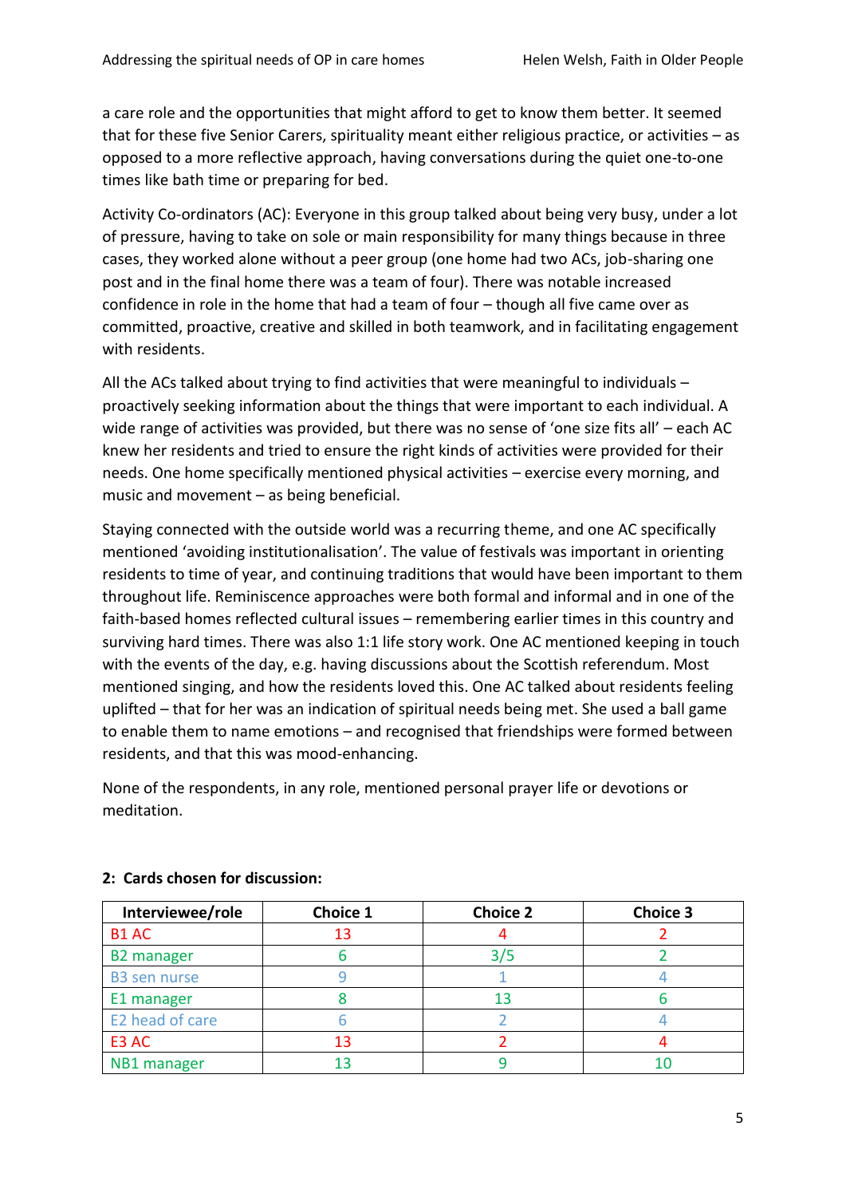a care role and the opportunities that might afford to get to know them better. It seemed that for these five Senior Carers, spirituality meant either religious practice, or activities – as opposed to a more reflective approach, having conversations during the quiet one-to-one times like bath time or preparing for bed.

Activity Co-ordinators (AC): Everyone in this group talked about being very busy, under a lot of pressure, having to take on sole or main responsibility for many things because in three cases, they worked alone without a peer group (one home had two ACs, job-sharing one post and in the final home there was a team of four). There was notable increased confidence in role in the home that had a team of four – though all five came over as committed, proactive, creative and skilled in both teamwork, and in facilitating engagement with residents.

All the ACs talked about trying to find activities that were meaningful to individuals – proactively seeking information about the things that were important to each individual. A wide range of activities was provided, but there was no sense of 'one size fits all' – each AC knew her residents and tried to ensure the right kinds of activities were provided for their needs. One home specifically mentioned physical activities – exercise every morning, and music and movement – as being beneficial.

Staying connected with the outside world was a recurring theme, and one AC specifically mentioned 'avoiding institutionalisation'. The value of festivals was important in orienting residents to time of year, and continuing traditions that would have been important to them throughout life. Reminiscence approaches were both formal and informal and in one of the faith-based homes reflected cultural issues – remembering earlier times in this country and surviving hard times. There was also 1:1 life story work. One AC mentioned keeping in touch with the events of the day, e.g. having discussions about the Scottish referendum. Most mentioned singing, and how the residents loved this. One AC talked about residents feeling uplifted – that for her was an indication of spiritual needs being met. She used a ball game to enable them to name emotions – and recognised that friendships were formed between residents, and that this was mood-enhancing.

None of the respondents, in any role, mentioned personal prayer life or devotions or meditation.

**2: Cards chosen for discussion:**

| Interviewee/role | Choice 1 | Choice 2 | Choice 3 |
|---|---|---|---|
| B1 AC | 13 | 4 | 2 |
| B2 manager | 6 | 3/5 | 2 |
| B3 sen nurse | 9 | 1 | 4 |
| E1 manager | 8 | 13 | 6 |
| E2 head of care | 6 | 2 | 4 |
| E3 AC | 13 | 2 | 4 |
| NB1 manager | 13 | 9 | 10 |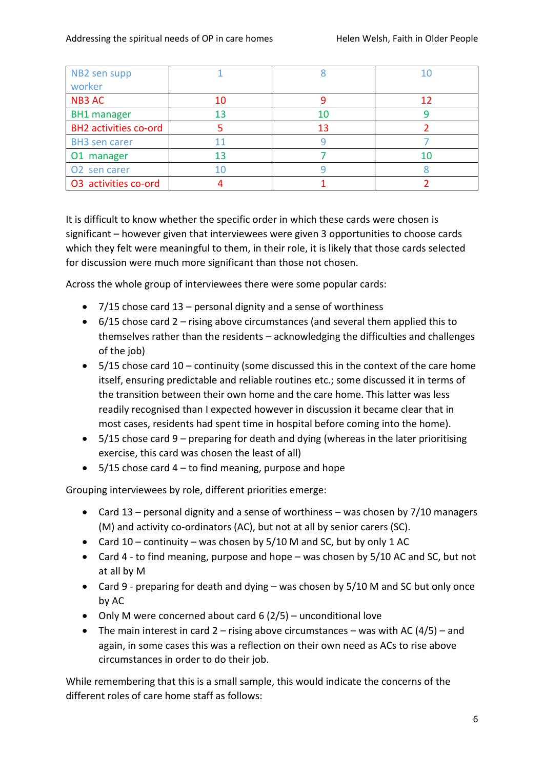| | | | |
|---|---|---|---|
| NB2 sen supp worker | 1 | 8 | 10 |
| NB3 AC | 10 | 9 | 12 |
| BH1 manager | 13 | 10 | 9 |
| BH2 activities co-ord | 5 | 13 | 2 |
| BH3 sen carer | 11 | 9 | 7 |
| O1 manager | 13 | 7 | 10 |
| O2 sen carer | 10 | 9 | 8 |
| O3 activities co-ord | 4 | 1 | 2 |

It is difficult to know whether the specific order in which these cards were chosen is significant – however given that interviewees were given 3 opportunities to choose cards which they felt were meaningful to them, in their role, it is likely that those cards selected for discussion were much more significant than those not chosen.

Across the whole group of interviewees there were some popular cards:

- 7/15 chose card 13 – personal dignity and a sense of worthiness
- 6/15 chose card 2 – rising above circumstances (and several them applied this to themselves rather than the residents – acknowledging the difficulties and challenges of the job)
- 5/15 chose card 10 – continuity (some discussed this in the context of the care home itself, ensuring predictable and reliable routines etc.; some discussed it in terms of the transition between their own home and the care home. This latter was less readily recognised than I expected however in discussion it became clear that in most cases, residents had spent time in hospital before coming into the home).
- 5/15 chose card 9 – preparing for death and dying (whereas in the later prioritising exercise, this card was chosen the least of all)
- 5/15 chose card 4 – to find meaning, purpose and hope

Grouping interviewees by role, different priorities emerge:

- Card 13 – personal dignity and a sense of worthiness – was chosen by 7/10 managers (M) and activity co-ordinators (AC), but not at all by senior carers (SC).
- Card 10 – continuity – was chosen by 5/10 M and SC, but by only 1 AC
- Card 4 - to find meaning, purpose and hope – was chosen by 5/10 AC and SC, but not at all by M
- Card 9 - preparing for death and dying – was chosen by 5/10 M and SC but only once by AC
- Only M were concerned about card 6 (2/5) – unconditional love
- The main interest in card 2 – rising above circumstances – was with AC (4/5) – and again, in some cases this was a reflection on their own need as ACs to rise above circumstances in order to do their job.

While remembering that this is a small sample, this would indicate the concerns of the different roles of care home staff as follows: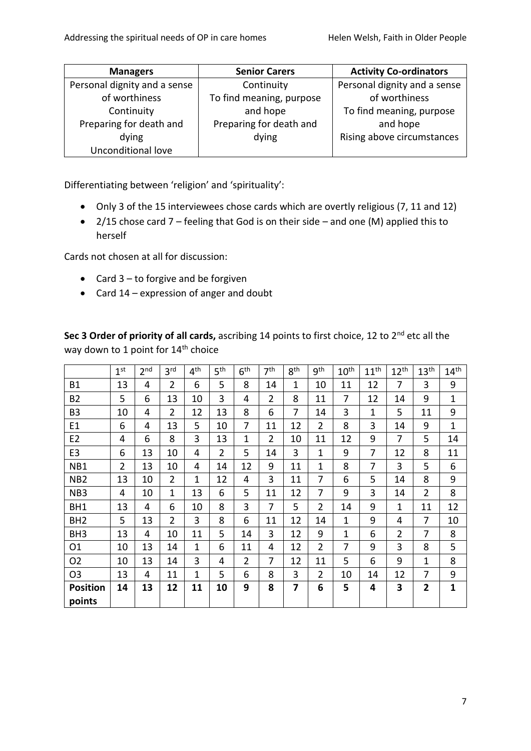| Managers | Senior Carers | Activity Co-ordinators |
|---|---|---|
| Personal dignity and a sense of worthiness<br>Continuity<br>Preparing for death and dying<br>Unconditional love | Continuity<br>To find meaning, purpose and hope<br>Preparing for death and dying | Personal dignity and a sense of worthiness<br>To find meaning, purpose and hope<br>Rising above circumstances |

Differentiating between 'religion' and 'spirituality':

- Only 3 of the 15 interviewees chose cards which are overtly religious (7, 11 and 12)
- 2/15 chose card 7 – feeling that God is on their side – and one (M) applied this to herself

Cards not chosen at all for discussion:

- Card 3 – to forgive and be forgiven
- Card 14 – expression of anger and doubt

**Sec 3 Order of priority of all cards,** ascribing 14 points to first choice, 12 to 2nd etc all the way down to 1 point for 14th choice

| | 1st | 2nd | 3rd | 4th | 5th | 6th | 7th | 8th | 9th | 10th | 11th | 12th | 13th | 14th |
|---|---|---|---|---|---|---|---|---|---|---|---|---|---|---|
| B1 | 13 | 4 | 2 | 6 | 5 | 8 | 14 | 1 | 10 | 11 | 12 | 7 | 3 | 9 |
| B2 | 5 | 6 | 13 | 10 | 3 | 4 | 2 | 8 | 11 | 7 | 12 | 14 | 9 | 1 |
| B3 | 10 | 4 | 2 | 12 | 13 | 8 | 6 | 7 | 14 | 3 | 1 | 5 | 11 | 9 |
| E1 | 6 | 4 | 13 | 5 | 10 | 7 | 11 | 12 | 2 | 8 | 3 | 14 | 9 | 1 |
| E2 | 4 | 6 | 8 | 3 | 13 | 1 | 2 | 10 | 11 | 12 | 9 | 7 | 5 | 14 |
| E3 | 6 | 13 | 10 | 4 | 2 | 5 | 14 | 3 | 1 | 9 | 7 | 12 | 8 | 11 |
| NB1 | 2 | 13 | 10 | 4 | 14 | 12 | 9 | 11 | 1 | 8 | 7 | 3 | 5 | 6 |
| NB2 | 13 | 10 | 2 | 1 | 12 | 4 | 3 | 11 | 7 | 6 | 5 | 14 | 8 | 9 |
| NB3 | 4 | 10 | 1 | 13 | 6 | 5 | 11 | 12 | 7 | 9 | 3 | 14 | 2 | 8 |
| BH1 | 13 | 4 | 6 | 10 | 8 | 3 | 7 | 5 | 2 | 14 | 9 | 1 | 11 | 12 |
| BH2 | 5 | 13 | 2 | 3 | 8 | 6 | 11 | 12 | 14 | 1 | 9 | 4 | 7 | 10 |
| BH3 | 13 | 4 | 10 | 11 | 5 | 14 | 3 | 12 | 9 | 1 | 6 | 2 | 7 | 8 |
| O1 | 10 | 13 | 14 | 1 | 6 | 11 | 4 | 12 | 2 | 7 | 9 | 3 | 8 | 5 |
| O2 | 10 | 13 | 14 | 3 | 4 | 2 | 7 | 12 | 11 | 5 | 6 | 9 | 1 | 8 |
| O3 | 13 | 4 | 11 | 1 | 5 | 6 | 8 | 3 | 2 | 10 | 14 | 12 | 7 | 9 |
| **Position points** | **14** | **13** | **12** | **11** | **10** | **9** | **8** | **7** | **6** | **5** | **4** | **3** | **2** | **1** |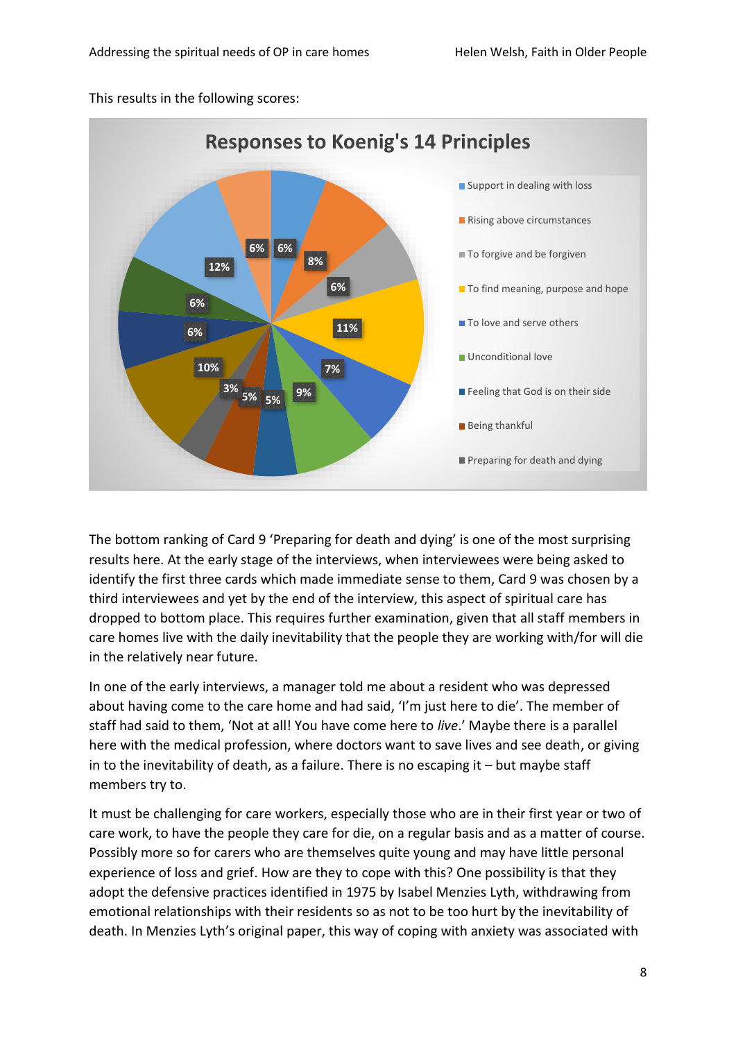This results in the following scores:

Responses to Koenig's 14 Principles

6%
8%
6%
11%
7%
9%
5%
5%
3%
10%
6%
6%
12%
6%

Support in dealing with loss
Rising above circumstances
To forgive and be forgiven
To find meaning, purpose and hope
To love and serve others
Unconditional love
Feeling that God is on their side
Being thankful
Preparing for death and dying

The bottom ranking of Card 9 'Preparing for death and dying' is one of the most surprising results here. At the early stage of the interviews, when interviewees were being asked to identify the first three cards which made immediate sense to them, Card 9 was chosen by a third interviewees and yet by the end of the interview, this aspect of spiritual care has dropped to bottom place. This requires further examination, given that all staff members in care homes live with the daily inevitability that the people they are working with/for will die in the relatively near future.

In one of the early interviews, a manager told me about a resident who was depressed about having come to the care home and had said, 'I'm just here to die'. The member of staff had said to them, 'Not at all! You have come here to *live*.' Maybe there is a parallel here with the medical profession, where doctors want to save lives and see death, or giving in to the inevitability of death, as a failure. There is no escaping it – but maybe staff members try to.

It must be challenging for care workers, especially those who are in their first year or two of care work, to have the people they care for die, on a regular basis and as a matter of course. Possibly more so for carers who are themselves quite young and may have little personal experience of loss and grief. How are they to cope with this? One possibility is that they adopt the defensive practices identified in 1975 by Isabel Menzies Lyth, withdrawing from emotional relationships with their residents so as not to be too hurt by the inevitability of death. In Menzies Lyth's original paper, this way of coping with anxiety was associated with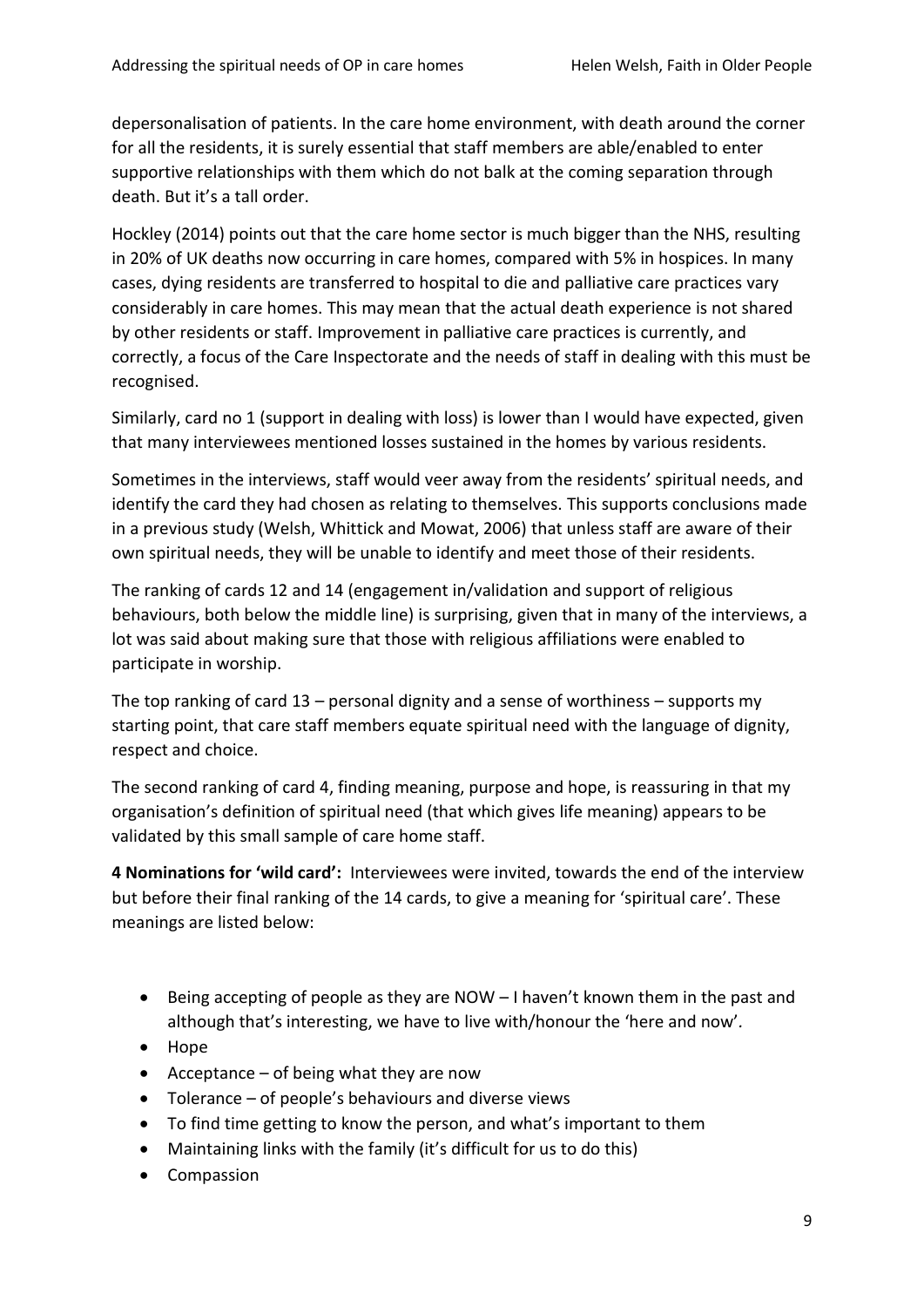depersonalisation of patients. In the care home environment, with death around the corner for all the residents, it is surely essential that staff members are able/enabled to enter supportive relationships with them which do not balk at the coming separation through death. But it's a tall order.

Hockley (2014) points out that the care home sector is much bigger than the NHS, resulting in 20% of UK deaths now occurring in care homes, compared with 5% in hospices. In many cases, dying residents are transferred to hospital to die and palliative care practices vary considerably in care homes. This may mean that the actual death experience is not shared by other residents or staff. Improvement in palliative care practices is currently, and correctly, a focus of the Care Inspectorate and the needs of staff in dealing with this must be recognised.

Similarly, card no 1 (support in dealing with loss) is lower than I would have expected, given that many interviewees mentioned losses sustained in the homes by various residents.

Sometimes in the interviews, staff would veer away from the residents' spiritual needs, and identify the card they had chosen as relating to themselves. This supports conclusions made in a previous study (Welsh, Whittick and Mowat, 2006) that unless staff are aware of their own spiritual needs, they will be unable to identify and meet those of their residents.

The ranking of cards 12 and 14 (engagement in/validation and support of religious behaviours, both below the middle line) is surprising, given that in many of the interviews, a lot was said about making sure that those with religious affiliations were enabled to participate in worship.

The top ranking of card 13 – personal dignity and a sense of worthiness – supports my starting point, that care staff members equate spiritual need with the language of dignity, respect and choice.

The second ranking of card 4, finding meaning, purpose and hope, is reassuring in that my organisation's definition of spiritual need (that which gives life meaning) appears to be validated by this small sample of care home staff.

**4 Nominations for 'wild card':** Interviewees were invited, towards the end of the interview but before their final ranking of the 14 cards, to give a meaning for 'spiritual care'. These meanings are listed below:

- Being accepting of people as they are NOW – I haven't known them in the past and although that's interesting, we have to live with/honour the 'here and now'.
- Hope
- Acceptance – of being what they are now
- Tolerance – of people's behaviours and diverse views
- To find time getting to know the person, and what's important to them
- Maintaining links with the family (it's difficult for us to do this)
- Compassion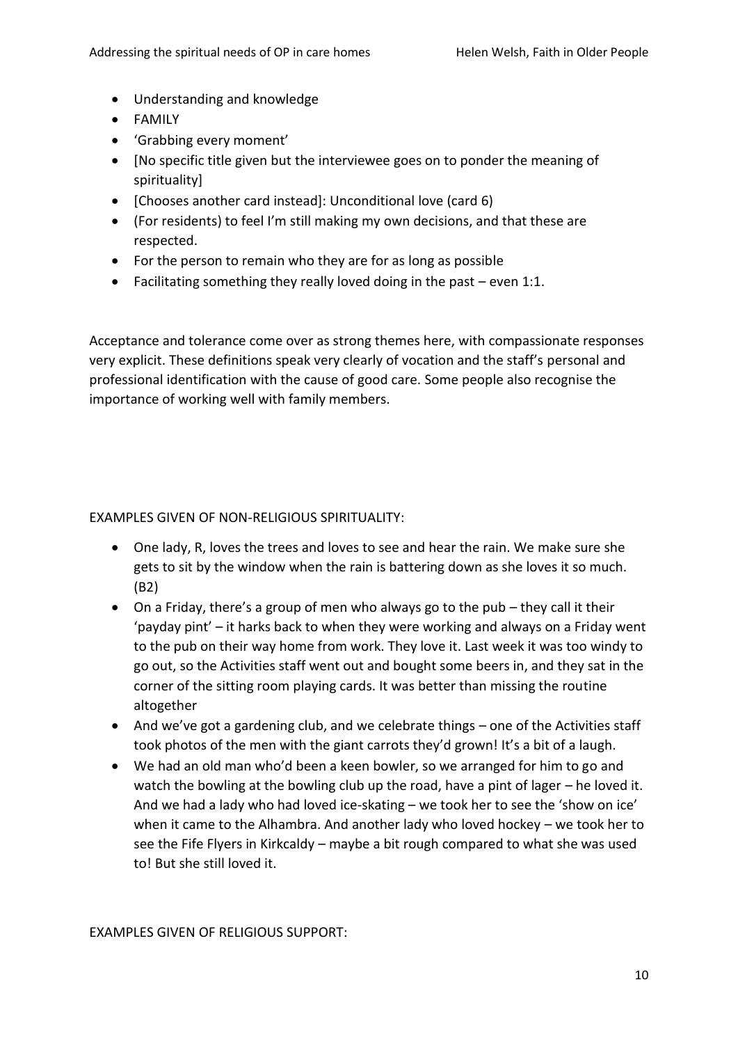- Understanding and knowledge
- FAMILY
- 'Grabbing every moment'
- [No specific title given but the interviewee goes on to ponder the meaning of spirituality]
- [Chooses another card instead]: Unconditional love (card 6)
- (For residents) to feel I'm still making my own decisions, and that these are respected.
- For the person to remain who they are for as long as possible
- Facilitating something they really loved doing in the past – even 1:1.

Acceptance and tolerance come over as strong themes here, with compassionate responses very explicit. These definitions speak very clearly of vocation and the staff's personal and professional identification with the cause of good care. Some people also recognise the importance of working well with family members.

EXAMPLES GIVEN OF NON-RELIGIOUS SPIRITUALITY:

- One lady, R, loves the trees and loves to see and hear the rain. We make sure she gets to sit by the window when the rain is battering down as she loves it so much. (B2)
- On a Friday, there's a group of men who always go to the pub – they call it their 'payday pint' – it harks back to when they were working and always on a Friday went to the pub on their way home from work. They love it. Last week it was too windy to go out, so the Activities staff went out and bought some beers in, and they sat in the corner of the sitting room playing cards. It was better than missing the routine altogether
- And we've got a gardening club, and we celebrate things – one of the Activities staff took photos of the men with the giant carrots they'd grown! It's a bit of a laugh.
- We had an old man who'd been a keen bowler, so we arranged for him to go and watch the bowling at the bowling club up the road, have a pint of lager – he loved it. And we had a lady who had loved ice-skating – we took her to see the 'show on ice' when it came to the Alhambra. And another lady who loved hockey – we took her to see the Fife Flyers in Kirkcaldy – maybe a bit rough compared to what she was used to! But she still loved it.

EXAMPLES GIVEN OF RELIGIOUS SUPPORT: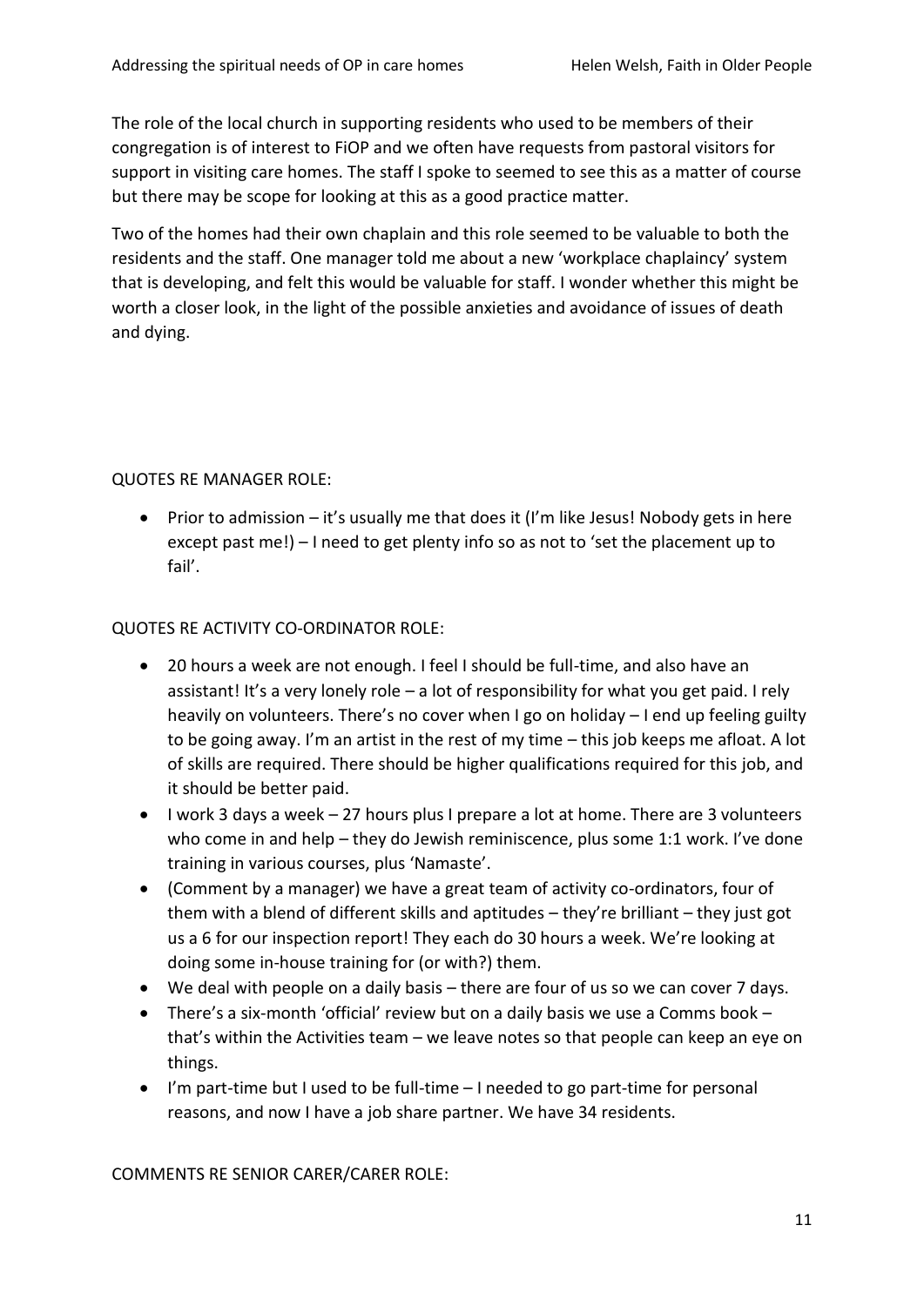The role of the local church in supporting residents who used to be members of their congregation is of interest to FiOP and we often have requests from pastoral visitors for support in visiting care homes. The staff I spoke to seemed to see this as a matter of course but there may be scope for looking at this as a good practice matter.

Two of the homes had their own chaplain and this role seemed to be valuable to both the residents and the staff. One manager told me about a new 'workplace chaplaincy' system that is developing, and felt this would be valuable for staff. I wonder whether this might be worth a closer look, in the light of the possible anxieties and avoidance of issues of death and dying.

QUOTES RE MANAGER ROLE:

- Prior to admission – it's usually me that does it (I'm like Jesus! Nobody gets in here except past me!) – I need to get plenty info so as not to 'set the placement up to fail'.

QUOTES RE ACTIVITY CO-ORDINATOR ROLE:

- 20 hours a week are not enough. I feel I should be full-time, and also have an assistant! It's a very lonely role – a lot of responsibility for what you get paid. I rely heavily on volunteers. There's no cover when I go on holiday – I end up feeling guilty to be going away. I'm an artist in the rest of my time – this job keeps me afloat. A lot of skills are required. There should be higher qualifications required for this job, and it should be better paid.
- I work 3 days a week – 27 hours plus I prepare a lot at home. There are 3 volunteers who come in and help – they do Jewish reminiscence, plus some 1:1 work. I've done training in various courses, plus 'Namaste'.
- (Comment by a manager) we have a great team of activity co-ordinators, four of them with a blend of different skills and aptitudes – they're brilliant – they just got us a 6 for our inspection report! They each do 30 hours a week. We're looking at doing some in-house training for (or with?) them.
- We deal with people on a daily basis – there are four of us so we can cover 7 days.
- There's a six-month 'official' review but on a daily basis we use a Comms book – that's within the Activities team – we leave notes so that people can keep an eye on things.
- I'm part-time but I used to be full-time – I needed to go part-time for personal reasons, and now I have a job share partner. We have 34 residents.

COMMENTS RE SENIOR CARER/CARER ROLE: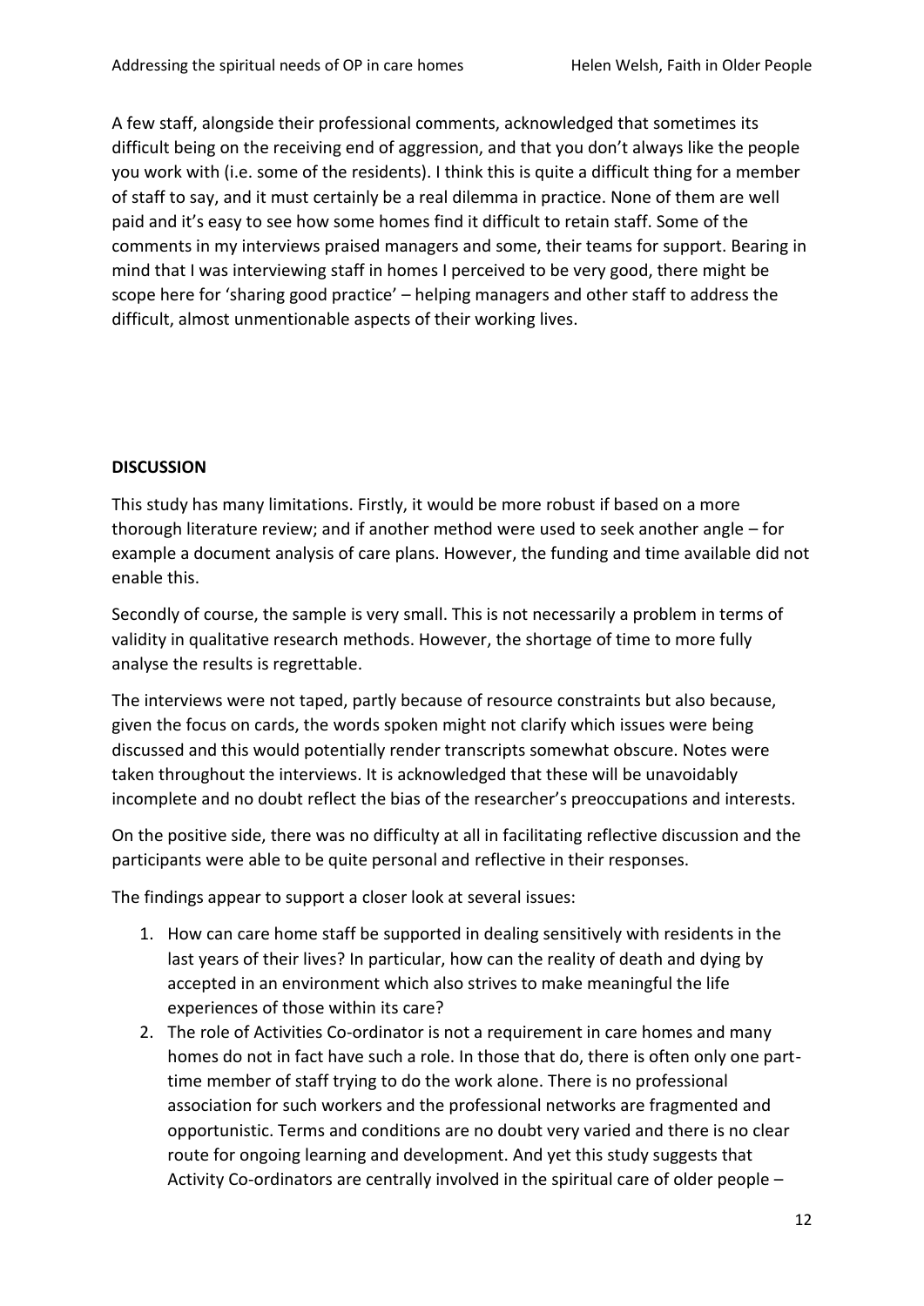A few staff, alongside their professional comments, acknowledged that sometimes its difficult being on the receiving end of aggression, and that you don't always like the people you work with (i.e. some of the residents). I think this is quite a difficult thing for a member of staff to say, and it must certainly be a real dilemma in practice. None of them are well paid and it's easy to see how some homes find it difficult to retain staff. Some of the comments in my interviews praised managers and some, their teams for support. Bearing in mind that I was interviewing staff in homes I perceived to be very good, there might be scope here for 'sharing good practice' – helping managers and other staff to address the difficult, almost unmentionable aspects of their working lives.

**DISCUSSION**

This study has many limitations. Firstly, it would be more robust if based on a more thorough literature review; and if another method were used to seek another angle – for example a document analysis of care plans. However, the funding and time available did not enable this.

Secondly of course, the sample is very small. This is not necessarily a problem in terms of validity in qualitative research methods. However, the shortage of time to more fully analyse the results is regrettable.

The interviews were not taped, partly because of resource constraints but also because, given the focus on cards, the words spoken might not clarify which issues were being discussed and this would potentially render transcripts somewhat obscure. Notes were taken throughout the interviews. It is acknowledged that these will be unavoidably incomplete and no doubt reflect the bias of the researcher's preoccupations and interests.

On the positive side, there was no difficulty at all in facilitating reflective discussion and the participants were able to be quite personal and reflective in their responses.

The findings appear to support a closer look at several issues:

1. How can care home staff be supported in dealing sensitively with residents in the last years of their lives? In particular, how can the reality of death and dying by accepted in an environment which also strives to make meaningful the life experiences of those within its care?
2. The role of Activities Co-ordinator is not a requirement in care homes and many homes do not in fact have such a role. In those that do, there is often only one part-time member of staff trying to do the work alone. There is no professional association for such workers and the professional networks are fragmented and opportunistic. Terms and conditions are no doubt very varied and there is no clear route for ongoing learning and development. And yet this study suggests that Activity Co-ordinators are centrally involved in the spiritual care of older people –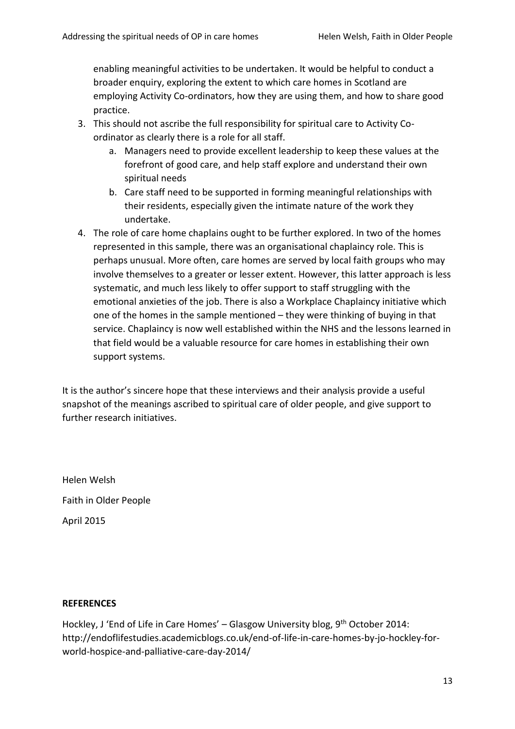enabling meaningful activities to be undertaken. It would be helpful to conduct a broader enquiry, exploring the extent to which care homes in Scotland are employing Activity Co-ordinators, how they are using them, and how to share good practice.

3. This should not ascribe the full responsibility for spiritual care to Activity Co-ordinator as clearly there is a role for all staff.
    a. Managers need to provide excellent leadership to keep these values at the forefront of good care, and help staff explore and understand their own spiritual needs
    b. Care staff need to be supported in forming meaningful relationships with their residents, especially given the intimate nature of the work they undertake.
4. The role of care home chaplains ought to be further explored. In two of the homes represented in this sample, there was an organisational chaplaincy role. This is perhaps unusual. More often, care homes are served by local faith groups who may involve themselves to a greater or lesser extent. However, this latter approach is less systematic, and much less likely to offer support to staff struggling with the emotional anxieties of the job. There is also a Workplace Chaplaincy initiative which one of the homes in the sample mentioned – they were thinking of buying in that service. Chaplaincy is now well established within the NHS and the lessons learned in that field would be a valuable resource for care homes in establishing their own support systems.

It is the author's sincere hope that these interviews and their analysis provide a useful snapshot of the meanings ascribed to spiritual care of older people, and give support to further research initiatives.

Helen Welsh

Faith in Older People

April 2015

**REFERENCES**

Hockley, J 'End of Life in Care Homes' – Glasgow University blog, 9th October 2014: http://endoflifestudies.academicblogs.co.uk/end-of-life-in-care-homes-by-jo-hockley-for-world-hospice-and-palliative-care-day-2014/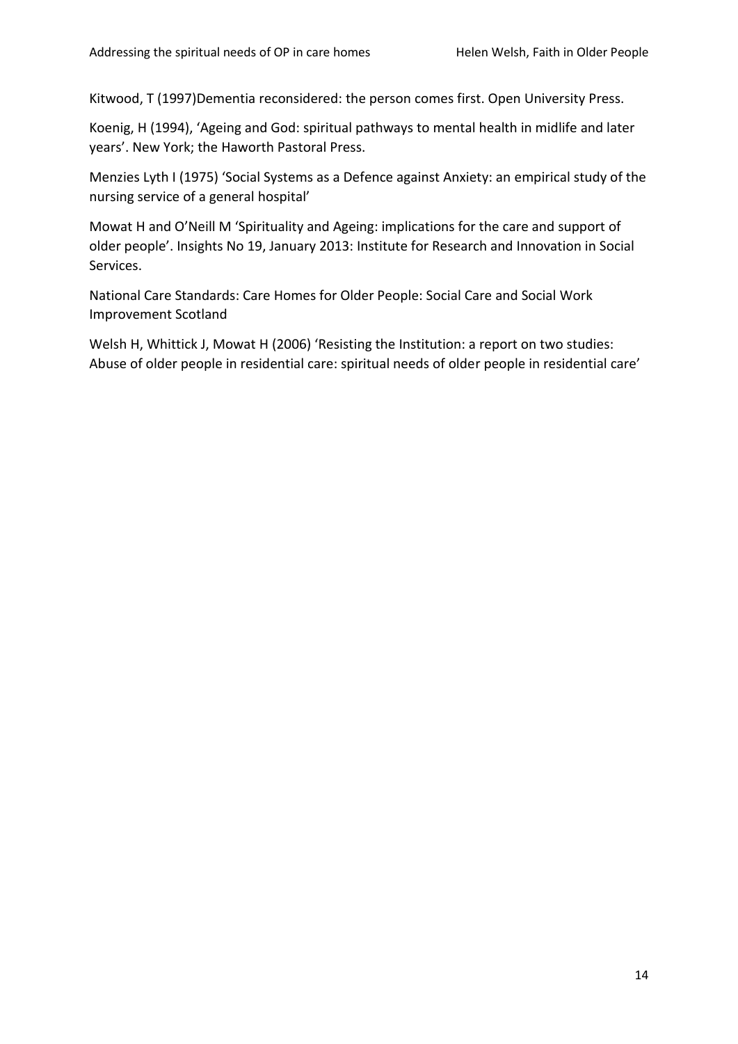Kitwood, T (1997)Dementia reconsidered: the person comes first. Open University Press.

Koenig, H (1994), 'Ageing and God: spiritual pathways to mental health in midlife and later years'. New York; the Haworth Pastoral Press.

Menzies Lyth I (1975) 'Social Systems as a Defence against Anxiety: an empirical study of the nursing service of a general hospital'

Mowat H and O'Neill M 'Spirituality and Ageing: implications for the care and support of older people'. Insights No 19, January 2013: Institute for Research and Innovation in Social Services.

National Care Standards: Care Homes for Older People: Social Care and Social Work Improvement Scotland

Welsh H, Whittick J, Mowat H (2006) 'Resisting the Institution: a report on two studies: Abuse of older people in residential care: spiritual needs of older people in residential care'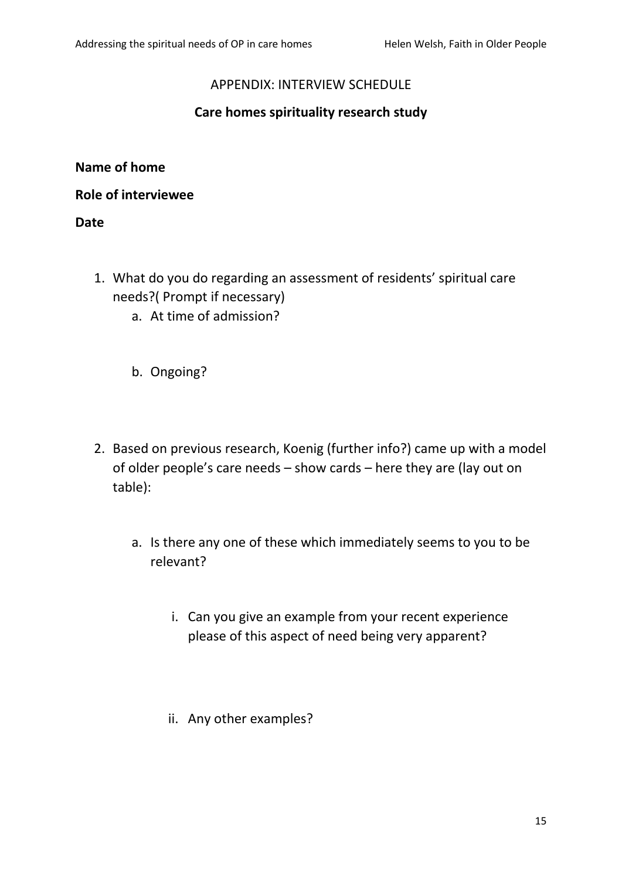APPENDIX: INTERVIEW SCHEDULE

**Care homes spirituality research study**

**Name of home**

**Role of interviewee**

**Date**

1. What do you do regarding an assessment of residents' spiritual care needs?( Prompt if necessary)
   a. At time of admission?

   b. Ongoing?

2. Based on previous research, Koenig (further info?) came up with a model of older people's care needs – show cards – here they are (lay out on table):

   a. Is there any one of these which immediately seems to you to be relevant?

      i. Can you give an example from your recent experience please of this aspect of need being very apparent?

      ii. Any other examples?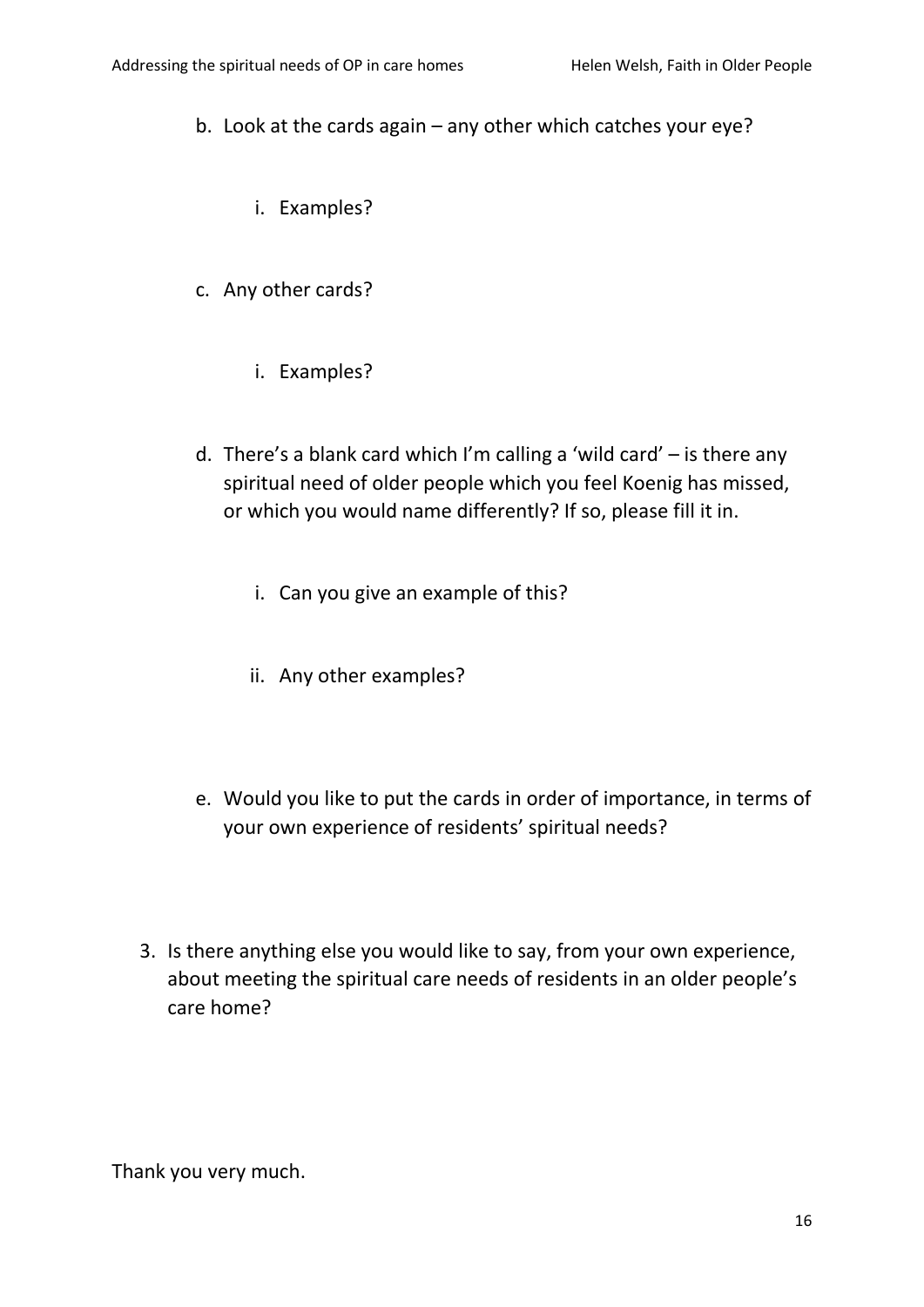b. Look at the cards again – any other which catches your eye?

    i. Examples?

c. Any other cards?

    i. Examples?

d. There's a blank card which I'm calling a 'wild card' – is there any spiritual need of older people which you feel Koenig has missed, or which you would name differently? If so, please fill it in.

    i. Can you give an example of this?

    ii. Any other examples?

e. Would you like to put the cards in order of importance, in terms of your own experience of residents' spiritual needs?

3. Is there anything else you would like to say, from your own experience, about meeting the spiritual care needs of residents in an older people's care home?

Thank you very much.